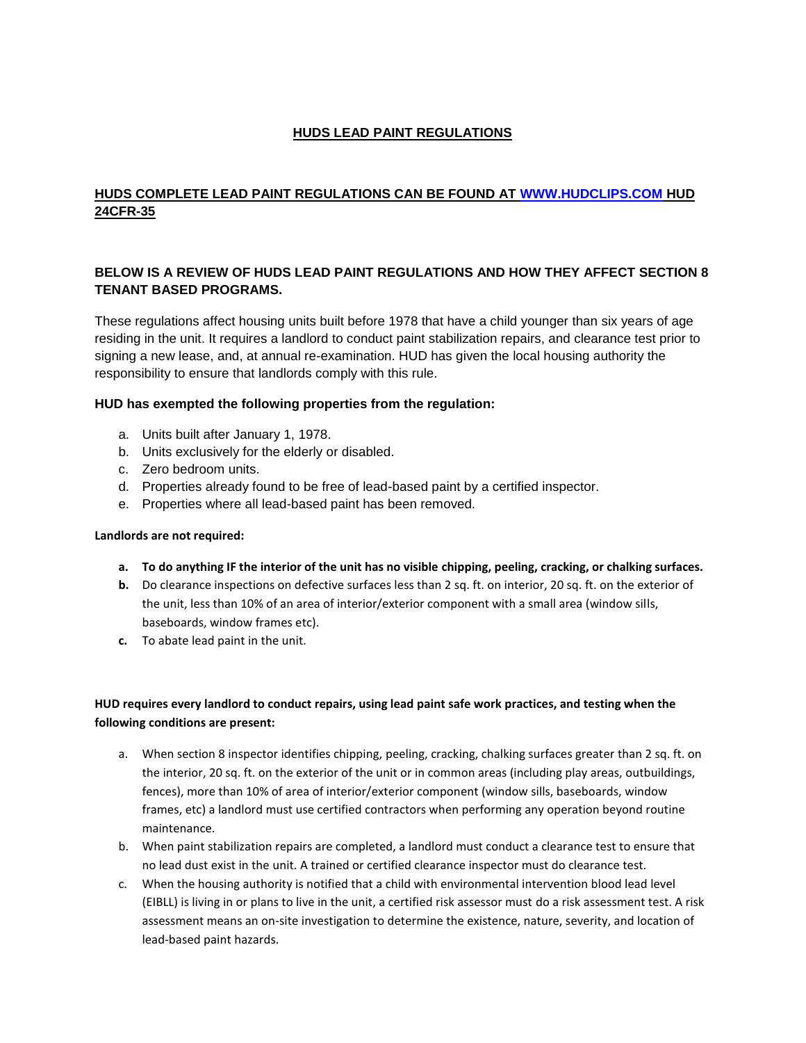# HUDS LEAD PAINT REGULATIONS

## HUDS COMPLETE LEAD PAINT REGULATIONS CAN BE FOUND AT WWW.HUDCLIPS.COM HUD 24CFR-35

## BELOW IS A REVIEW OF HUDS LEAD PAINT REGULATIONS AND HOW THEY AFFECT SECTION 8 TENANT BASED PROGRAMS.

These regulations affect housing units built before 1978 that have a child younger than six years of age residing in the unit. It requires a landlord to conduct paint stabilization repairs, and clearance test prior to signing a new lease, and, at annual re-examination. HUD has given the local housing authority the responsibility to ensure that landlords comply with this rule.

### HUD has exempted the following properties from the regulation:

a. Units built after January 1, 1978.
b. Units exclusively for the elderly or disabled.
c. Zero bedroom units.
d. Properties already found to be free of lead-based paint by a certified inspector.
e. Properties where all lead-based paint has been removed.

**Landlords are not required:**

**a. To do anything IF the interior of the unit has no visible chipping, peeling, cracking, or chalking surfaces.**
**b.** Do clearance inspections on defective surfaces less than 2 sq. ft. on interior, 20 sq. ft. on the exterior of the unit, less than 10% of an area of interior/exterior component with a small area (window sills, baseboards, window frames etc).
**c.** To abate lead paint in the unit.

**HUD requires every landlord to conduct repairs, using lead paint safe work practices, and testing when the following conditions are present:**

a. When section 8 inspector identifies chipping, peeling, cracking, chalking surfaces greater than 2 sq. ft. on the interior, 20 sq. ft. on the exterior of the unit or in common areas (including play areas, outbuildings, fences), more than 10% of area of interior/exterior component (window sills, baseboards, window frames, etc) a landlord must use certified contractors when performing any operation beyond routine maintenance.
b. When paint stabilization repairs are completed, a landlord must conduct a clearance test to ensure that no lead dust exist in the unit. A trained or certified clearance inspector must do clearance test.
c. When the housing authority is notified that a child with environmental intervention blood lead level (EIBLL) is living in or plans to live in the unit, a certified risk assessor must do a risk assessment test. A risk assessment means an on-site investigation to determine the existence, nature, severity, and location of lead-based paint hazards.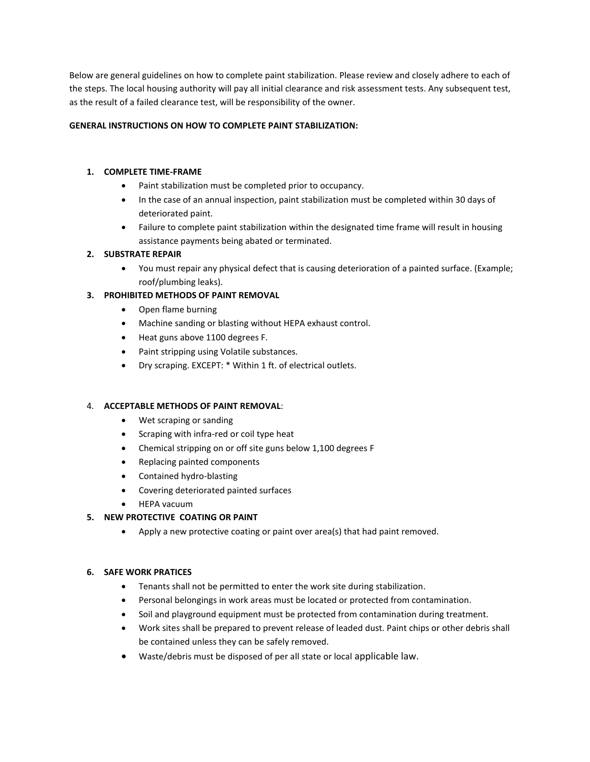Below are general guidelines on how to complete paint stabilization. Please review and closely adhere to each of the steps. The local housing authority will pay all initial clearance and risk assessment tests. Any subsequent test, as the result of a failed clearance test, will be responsibility of the owner.

**GENERAL INSTRUCTIONS ON HOW TO COMPLETE PAINT STABILIZATION:**

1. **COMPLETE TIME-FRAME**
   - Paint stabilization must be completed prior to occupancy.
   - In the case of an annual inspection, paint stabilization must be completed within 30 days of deteriorated paint.
   - Failure to complete paint stabilization within the designated time frame will result in housing assistance payments being abated or terminated.
2. **SUBSTRATE REPAIR**
   - You must repair any physical defect that is causing deterioration of a painted surface. (Example; roof/plumbing leaks).
3. **PROHIBITED METHODS OF PAINT REMOVAL**
   - Open flame burning
   - Machine sanding or blasting without HEPA exhaust control.
   - Heat guns above 1100 degrees F.
   - Paint stripping using Volatile substances.
   - Dry scraping. EXCEPT: * Within 1 ft. of electrical outlets.
4. **ACCEPTABLE METHODS OF PAINT REMOVAL**:
   - Wet scraping or sanding
   - Scraping with infra-red or coil type heat
   - Chemical stripping on or off site guns below 1,100 degrees F
   - Replacing painted components
   - Contained hydro-blasting
   - Covering deteriorated painted surfaces
   - HEPA vacuum
5. **NEW PROTECTIVE COATING OR PAINT**
   - Apply a new protective coating or paint over area(s) that had paint removed.
6. **SAFE WORK PRATICES**
   - Tenants shall not be permitted to enter the work site during stabilization.
   - Personal belongings in work areas must be located or protected from contamination.
   - Soil and playground equipment must be protected from contamination during treatment.
   - Work sites shall be prepared to prevent release of leaded dust. Paint chips or other debris shall be contained unless they can be safely removed.
   - Waste/debris must be disposed of per all state or local applicable law.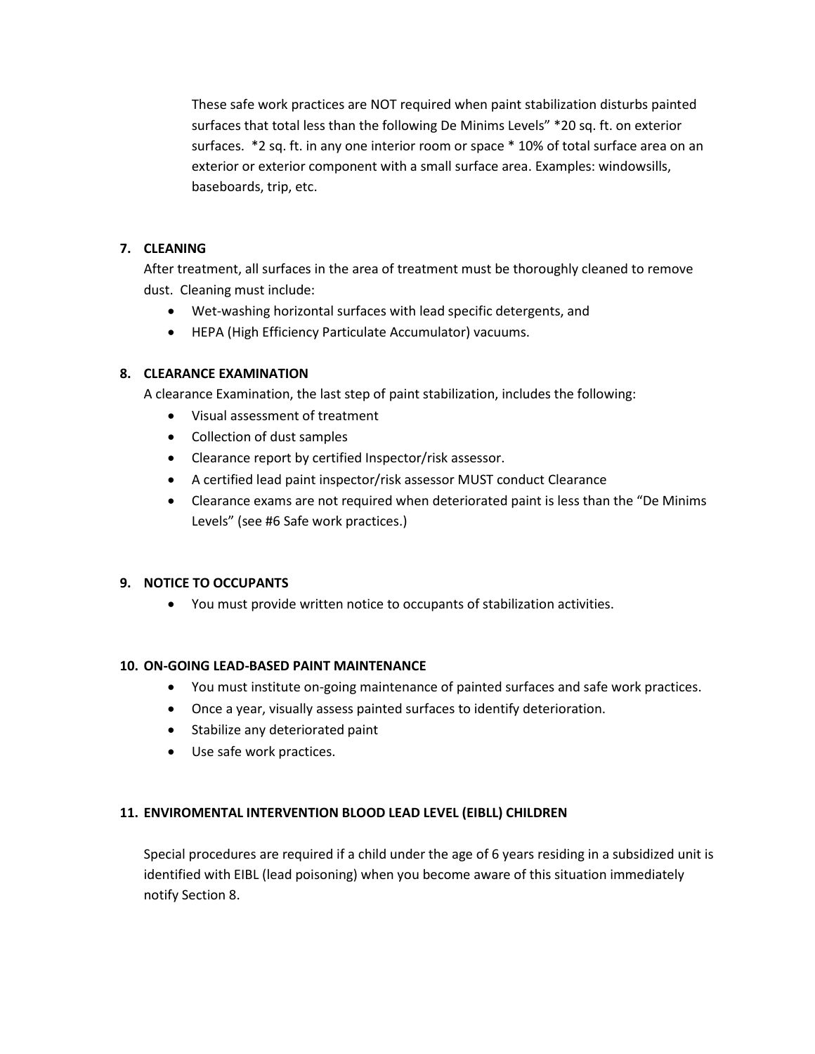These safe work practices are NOT required when paint stabilization disturbs painted surfaces that total less than the following De Minims Levels" *20 sq. ft. on exterior surfaces. *2 sq. ft. in any one interior room or space * 10% of total surface area on an exterior or exterior component with a small surface area. Examples: windowsills, baseboards, trip, etc.

**7. CLEANING**

After treatment, all surfaces in the area of treatment must be thoroughly cleaned to remove dust. Cleaning must include:

- Wet-washing horizontal surfaces with lead specific detergents, and
- HEPA (High Efficiency Particulate Accumulator) vacuums.

**8. CLEARANCE EXAMINATION**

A clearance Examination, the last step of paint stabilization, includes the following:

- Visual assessment of treatment
- Collection of dust samples
- Clearance report by certified Inspector/risk assessor.
- A certified lead paint inspector/risk assessor MUST conduct Clearance
- Clearance exams are not required when deteriorated paint is less than the "De Minims Levels" (see #6 Safe work practices.)

**9. NOTICE TO OCCUPANTS**

- You must provide written notice to occupants of stabilization activities.

**10. ON-GOING LEAD-BASED PAINT MAINTENANCE**

- You must institute on-going maintenance of painted surfaces and safe work practices.
- Once a year, visually assess painted surfaces to identify deterioration.
- Stabilize any deteriorated paint
- Use safe work practices.

**11. ENVIROMENTAL INTERVENTION BLOOD LEAD LEVEL (EIBLL) CHILDREN**

Special procedures are required if a child under the age of 6 years residing in a subsidized unit is identified with EIBL (lead poisoning) when you become aware of this situation immediately notify Section 8.